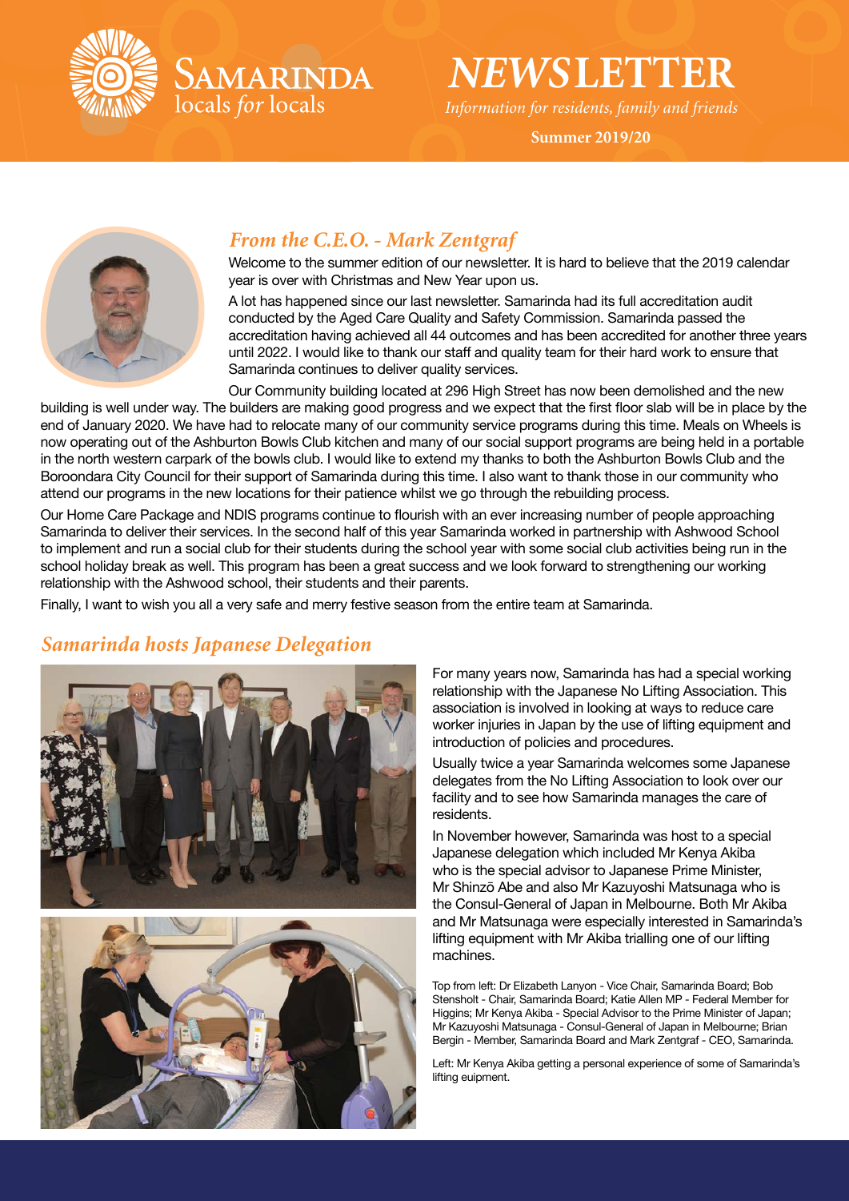# SAMARINDA
locals *for* locals

# *NEWS*LETTER

*Information for residents, family and friends*

**Summer 2019/20**

## *From the C.E.O. - Mark Zentgraf*

Welcome to the summer edition of our newsletter. It is hard to believe that the 2019 calendar year is over with Christmas and New Year upon us.

A lot has happened since our last newsletter. Samarinda had its full accreditation audit conducted by the Aged Care Quality and Safety Commission. Samarinda passed the accreditation having achieved all 44 outcomes and has been accredited for another three years until 2022. I would like to thank our staff and quality team for their hard work to ensure that Samarinda continues to deliver quality services.

Our Community building located at 296 High Street has now been demolished and the new building is well under way. The builders are making good progress and we expect that the first floor slab will be in place by the end of January 2020. We have had to relocate many of our community service programs during this time. Meals on Wheels is now operating out of the Ashburton Bowls Club kitchen and many of our social support programs are being held in a portable in the north western carpark of the bowls club. I would like to extend my thanks to both the Ashburton Bowls Club and the Boroondara City Council for their support of Samarinda during this time. I also want to thank those in our community who attend our programs in the new locations for their patience whilst we go through the rebuilding process.

Our Home Care Package and NDIS programs continue to flourish with an ever increasing number of people approaching Samarinda to deliver their services. In the second half of this year Samarinda worked in partnership with Ashwood School to implement and run a social club for their students during the school year with some social club activities being run in the school holiday break as well. This program has been a great success and we look forward to strengthening our working relationship with the Ashwood school, their students and their parents.

Finally, I want to wish you all a very safe and merry festive season from the entire team at Samarinda.

## *Samarinda hosts Japanese Delegation*

For many years now, Samarinda has had a special working relationship with the Japanese No Lifting Association. This association is involved in looking at ways to reduce care worker injuries in Japan by the use of lifting equipment and introduction of policies and procedures.

Usually twice a year Samarinda welcomes some Japanese delegates from the No Lifting Association to look over our facility and to see how Samarinda manages the care of residents.

In November however, Samarinda was host to a special Japanese delegation which included Mr Kenya Akiba who is the special advisor to Japanese Prime Minister, Mr Shinzō Abe and also Mr Kazuyoshi Matsunaga who is the Consul-General of Japan in Melbourne. Both Mr Akiba and Mr Matsunaga were especially interested in Samarinda's lifting equipment with Mr Akiba trialling one of our lifting machines.

Top from left: Dr Elizabeth Lanyon - Vice Chair, Samarinda Board; Bob Stensholt - Chair, Samarinda Board; Katie Allen MP - Federal Member for Higgins; Mr Kenya Akiba - Special Advisor to the Prime Minister of Japan; Mr Kazuyoshi Matsunaga - Consul-General of Japan in Melbourne; Brian Bergin - Member, Samarinda Board and Mark Zentgraf - CEO, Samarinda.

Left: Mr Kenya Akiba getting a personal experience of some of Samarinda's lifting euipment.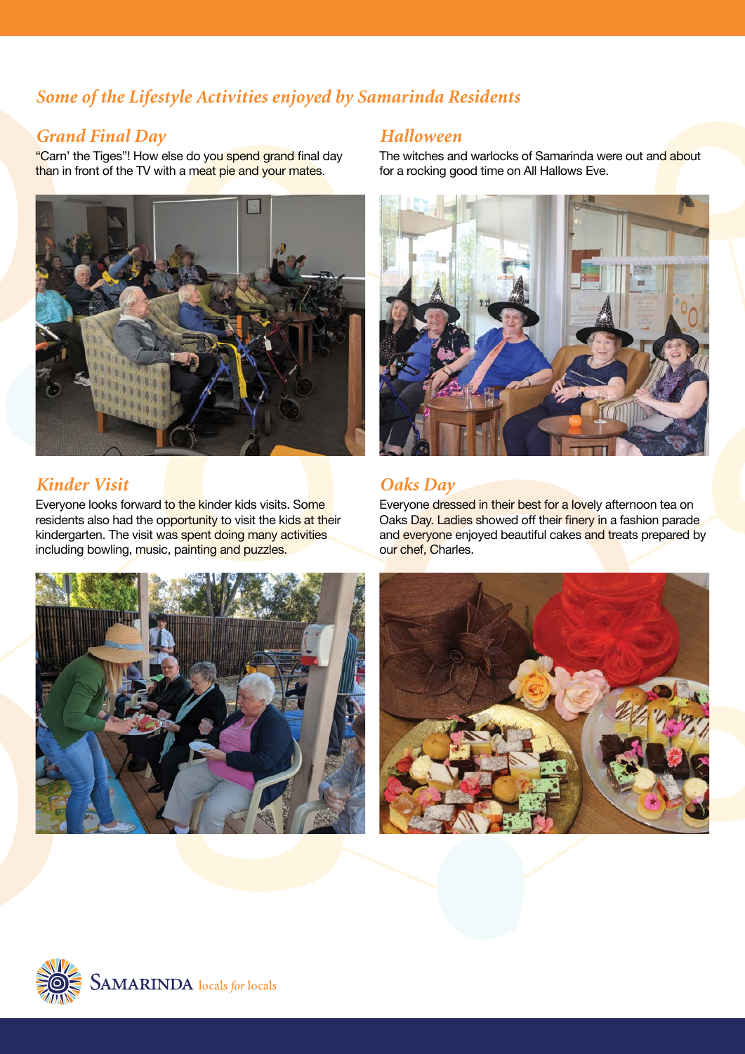## *Some of the Lifestyle Activities enjoyed by Samarinda Residents*

### *Grand Final Day*

"Carn' the Tiges"! How else do you spend grand final day than in front of the TV with a meat pie and your mates.

### *Halloween*

The witches and warlocks of Samarinda were out and about for a rocking good time on All Hallows Eve.

### *Kinder Visit*

Everyone looks forward to the kinder kids visits. Some residents also had the opportunity to visit the kids at their kindergarten. The visit was spent doing many activities including bowling, music, painting and puzzles.

### *Oaks Day*

Everyone dressed in their best for a lovely afternoon tea on Oaks Day. Ladies showed off their finery in a fashion parade and everyone enjoyed beautiful cakes and treats prepared by our chef, Charles.

SAMARINDA *locals for locals*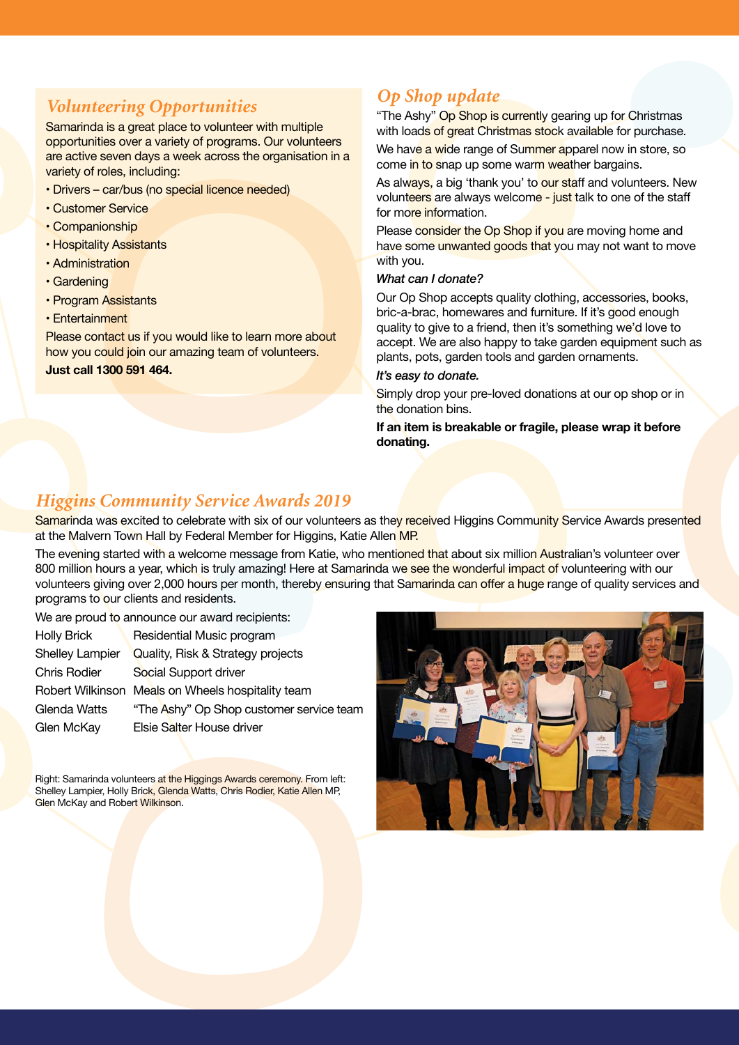## Volunteering Opportunities

Samarinda is a great place to volunteer with multiple opportunities over a variety of programs. Our volunteers are active seven days a week across the organisation in a variety of roles, including:

- Drivers – car/bus (no special licence needed)
- Customer Service
- Companionship
- Hospitality Assistants
- Administration
- Gardening
- Program Assistants
- Entertainment

Please contact us if you would like to learn more about how you could join our amazing team of volunteers.

**Just call 1300 591 464.**

## Op Shop update

"The Ashy" Op Shop is currently gearing up for Christmas with loads of great Christmas stock available for purchase.

We have a wide range of Summer apparel now in store, so come in to snap up some warm weather bargains.

As always, a big 'thank you' to our staff and volunteers. New volunteers are always welcome - just talk to one of the staff for more information.

Please consider the Op Shop if you are moving home and have some unwanted goods that you may not want to move with you.

***What can I donate?***

Our Op Shop accepts quality clothing, accessories, books, bric-a-brac, homewares and furniture. If it's good enough quality to give to a friend, then it's something we'd love to accept. We are also happy to take garden equipment such as plants, pots, garden tools and garden ornaments.

***It's easy to donate.***

Simply drop your pre-loved donations at our op shop or in the donation bins.

**If an item is breakable or fragile, please wrap it before donating.**

## Higgins Community Service Awards 2019

Samarinda was excited to celebrate with six of our volunteers as they received Higgins Community Service Awards presented at the Malvern Town Hall by Federal Member for Higgins, Katie Allen MP.

The evening started with a welcome message from Katie, who mentioned that about six million Australian's volunteer over 800 million hours a year, which is truly amazing! Here at Samarinda we see the wonderful impact of volunteering with our volunteers giving over 2,000 hours per month, thereby ensuring that Samarinda can offer a huge range of quality services and programs to our clients and residents.

We are proud to announce our award recipients:

| | |
|---|---|
| Holly Brick | Residential Music program |
| Shelley Lampier | Quality, Risk & Strategy projects |
| Chris Rodier | Social Support driver |
| Robert Wilkinson | Meals on Wheels hospitality team |
| Glenda Watts | "The Ashy" Op Shop customer service team |
| Glen McKay | Elsie Salter House driver |

Right: Samarinda volunteers at the Higgings Awards ceremony. From left: Shelley Lampier, Holly Brick, Glenda Watts, Chris Rodier, Katie Allen MP, Glen McKay and Robert Wilkinson.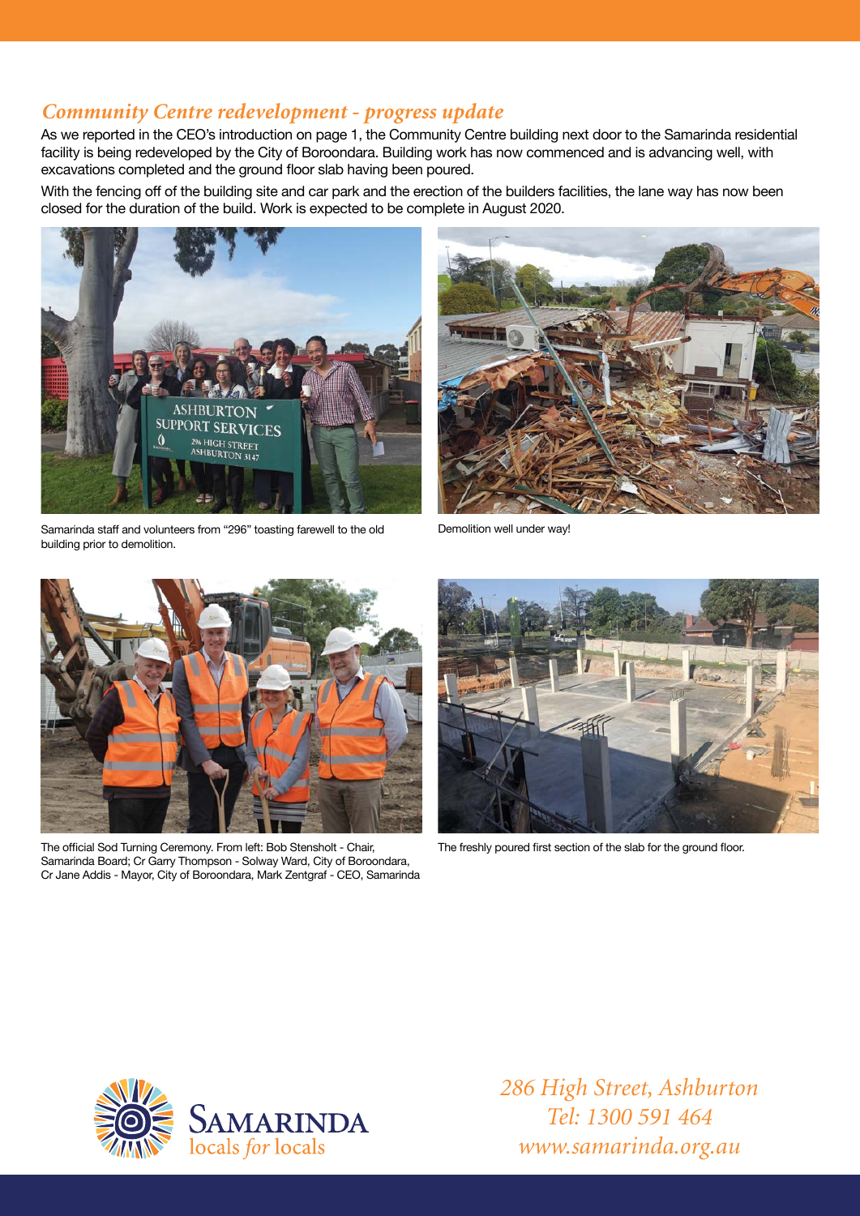## *Community Centre redevelopment - progress update*

As we reported in the CEO's introduction on page 1, the Community Centre building next door to the Samarinda residential facility is being redeveloped by the City of Boroondara. Building work has now commenced and is advancing well, with excavations completed and the ground floor slab having been poured.

With the fencing off of the building site and car park and the erection of the builders facilities, the lane way has now been closed for the duration of the build. Work is expected to be complete in August 2020.

Samarinda staff and volunteers from "296" toasting farewell to the old building prior to demolition.

Demolition well under way!

The official Sod Turning Ceremony. From left: Bob Stensholt - Chair, Samarinda Board; Cr Garry Thompson - Solway Ward, City of Boroondara, Cr Jane Addis - Mayor, City of Boroondara, Mark Zentgraf - CEO, Samarinda

The freshly poured first section of the slab for the ground floor.

SAMARINDA
locals *for* locals

*286 High Street, Ashburton*
*Tel: 1300 591 464*
*www.samarinda.org.au*